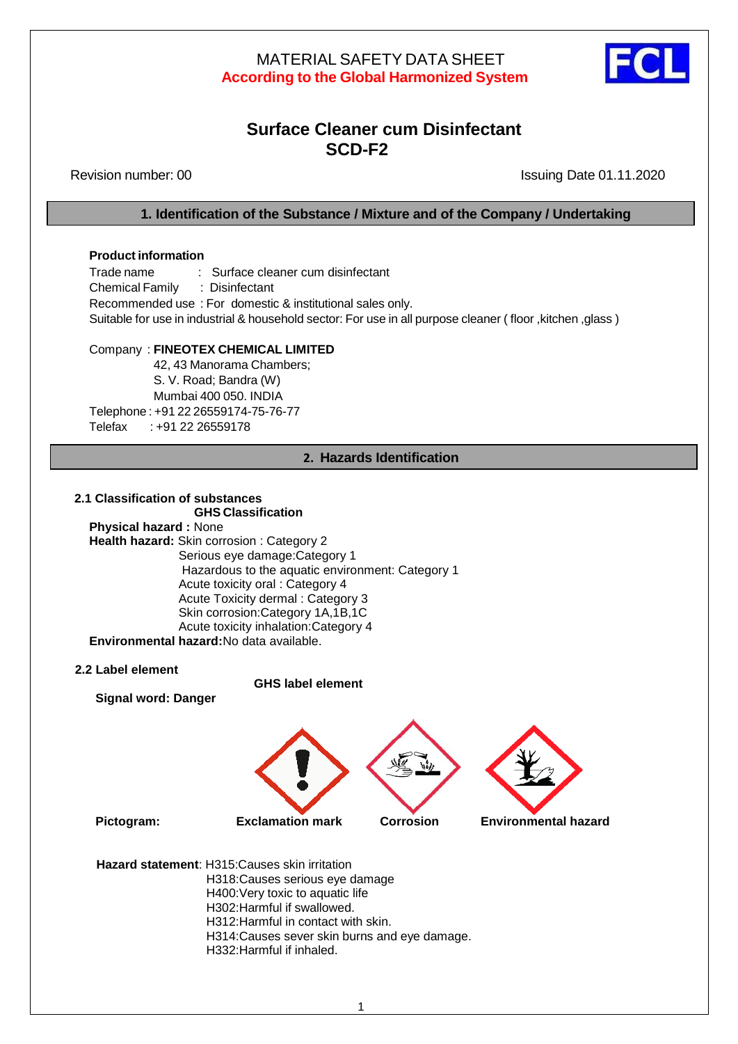MATERIAL SAFETY DATA SHEET

**According to the Global Harmonized System**

# Surface Cleaner cum Disinfectant
# SCD-F2

Revision number: 00 Issuing Date 01.11.2020

## 1. Identification of the Substance / Mixture and of the Company / Undertaking

**Product information**

Trade name : Surface cleaner cum disinfectant
Chemical Family : Disinfectant
Recommended use : For domestic & institutional sales only.
Suitable for use in industrial & household sector: For use in all purpose cleaner ( floor ,kitchen ,glass )

Company : **FINEOTEX CHEMICAL LIMITED**
42, 43 Manorama Chambers;
S. V. Road; Bandra (W)
Mumbai 400 050. INDIA
Telephone : +91 22 26559174-75-76-77
Telefax : +91 22 26559178

## 2. Hazards Identification

**2.1 Classification of substances**

**GHS Classification**

**Physical hazard :** None
**Health hazard:** Skin corrosion : Category 2
Serious eye damage:Category 1
Hazardous to the aquatic environment: Category 1
Acute toxicity oral : Category 4
Acute Toxicity dermal : Category 3
Skin corrosion:Category 1A,1B,1C
Acute toxicity inhalation:Category 4
**Environmental hazard:**No data available.

**2.2 Label element**

**GHS label element**

**Signal word: Danger**

**Pictogram:** **Exclamation mark** **Corrosion** **Environmental hazard**

**Hazard statement**: H315:Causes skin irritation
H318:Causes serious eye damage
H400:Very toxic to aquatic life
H302:Harmful if swallowed.
H312:Harmful in contact with skin.
H314:Causes sever skin burns and eye damage.
H332:Harmful if inhaled.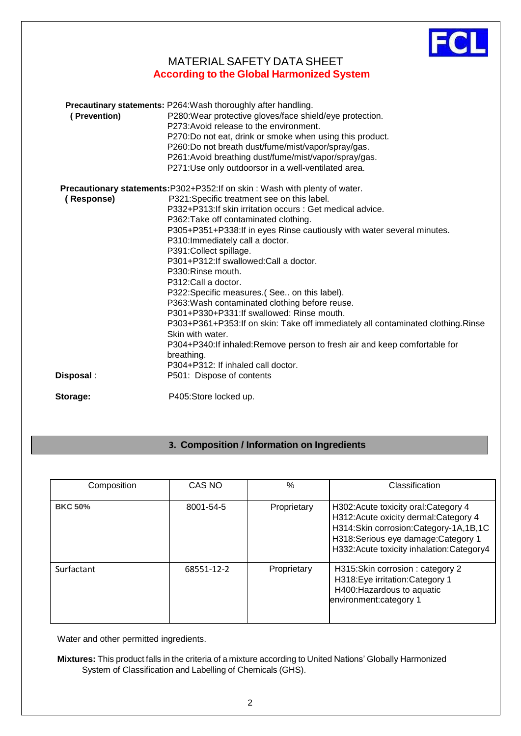# MATERIAL SAFETY DATA SHEET

**According to the Global Harmonized System**

**Precautionary statements: (Prevention)**
P264:Wash thoroughly after handling.
P280:Wear protective gloves/face shield/eye protection.
P273:Avoid release to the environment.
P270:Do not eat, drink or smoke when using this product.
P260:Do not breath dust/fume/mist/vapor/spray/gas.
P261:Avoid breathing dust/fume/mist/vapor/spray/gas.
P271:Use only outdoorsor in a well-ventilated area.

**Precautionary statements: (Response)**
P302+P352:If on skin : Wash with plenty of water.
P321:Specific treatment see on this label.
P332+P313:If skin irritation occurs : Get medical advice.
P362:Take off contaminated clothing.
P305+P351+P338:If in eyes Rinse cautiously with water several minutes.
P310:Immediately call a doctor.
P391:Collect spillage.
P301+P312:If swallowed:Call a doctor.
P330:Rinse mouth.
P312:Call a doctor.
P322:Specific measures.( See.. on this label).
P363:Wash contaminated clothing before reuse.
P301+P330+P331:If swallowed: Rinse mouth.
P303+P361+P353:If on skin: Take off immediately all contaminated clothing.Rinse Skin with water.
P304+P340:If inhaled:Remove person to fresh air and keep comfortable for breathing.
P304+P312: If inhaled call doctor.

**Disposal** : P501: Dispose of contents

**Storage:** P405:Store locked up.

## 3. Composition / Information on Ingredients

| Composition | CAS NO | % | Classification |
|---|---|---|---|
| **BKC 50%** | 8001-54-5 | Proprietary | H302:Acute toxicity oral:Category 4<br>H312:Acute oxicity dermal:Category 4<br>H314:Skin corrosion:Category-1A,1B,1C<br>H318:Serious eye damage:Category 1<br>H332:Acute toxicity inhalation:Category4 |
| Surfactant | 68551-12-2 | Proprietary | H315:Skin corrosion : category 2<br>H318:Eye irritation:Category 1<br>H400:Hazardous to aquatic environment:category 1 |

Water and other permitted ingredients.

**Mixtures:** This product falls in the criteria of a mixture according to United Nations' Globally Harmonized System of Classification and Labelling of Chemicals (GHS).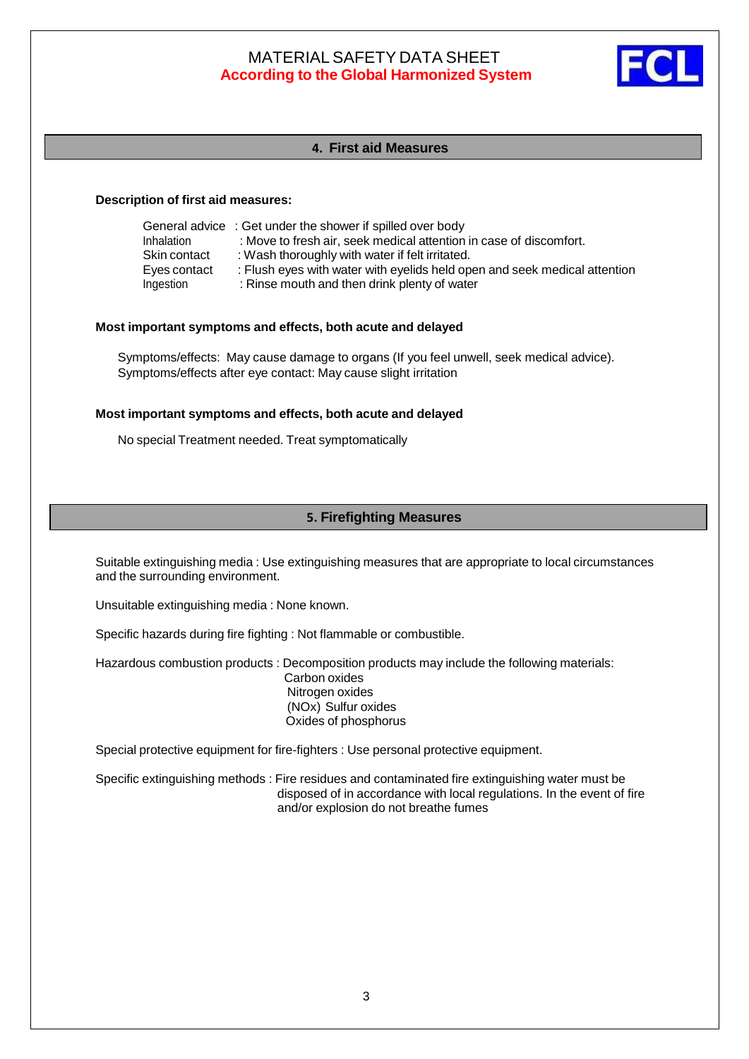# MATERIAL SAFETY DATA SHEET
**According to the Global Harmonized System**

## 4. First aid Measures

**Description of first aid measures:**

General advice : Get under the shower if spilled over body
Inhalation : Move to fresh air, seek medical attention in case of discomfort.
Skin contact : Wash thoroughly with water if felt irritated.
Eyes contact : Flush eyes with water with eyelids held open and seek medical attention
Ingestion : Rinse mouth and then drink plenty of water

**Most important symptoms and effects, both acute and delayed**

Symptoms/effects: May cause damage to organs (If you feel unwell, seek medical advice).
Symptoms/effects after eye contact: May cause slight irritation

**Most important symptoms and effects, both acute and delayed**

No special Treatment needed. Treat symptomatically

## 5. Firefighting Measures

Suitable extinguishing media : Use extinguishing measures that are appropriate to local circumstances and the surrounding environment.

Unsuitable extinguishing media : None known.

Specific hazards during fire fighting : Not flammable or combustible.

Hazardous combustion products : Decomposition products may include the following materials:
Carbon oxides
Nitrogen oxides
(NOx) Sulfur oxides
Oxides of phosphorus

Special protective equipment for fire-fighters : Use personal protective equipment.

Specific extinguishing methods : Fire residues and contaminated fire extinguishing water must be disposed of in accordance with local regulations. In the event of fire and/or explosion do not breathe fumes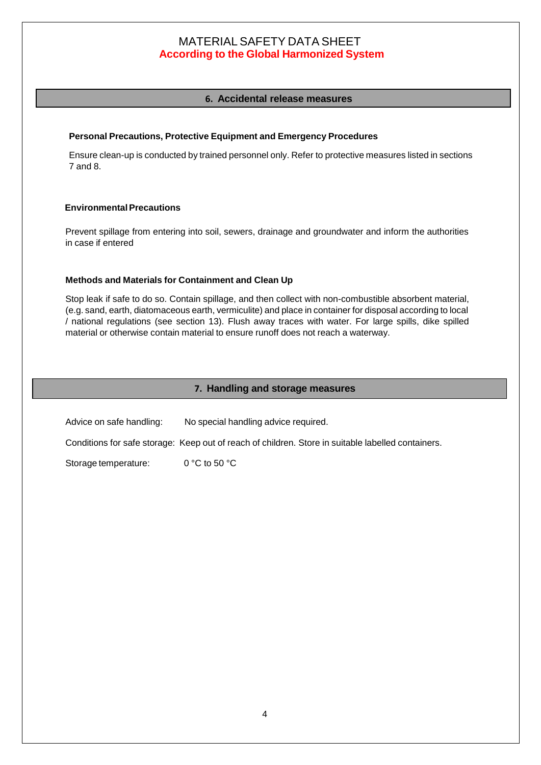MATERIAL SAFETY DATA SHEET
**According to the Global Harmonized System**

## 6. Accidental release measures

**Personal Precautions, Protective Equipment and Emergency Procedures**

Ensure clean-up is conducted by trained personnel only. Refer to protective measures listed in sections 7 and 8.

**Environmental Precautions**

Prevent spillage from entering into soil, sewers, drainage and groundwater and inform the authorities in case if entered

**Methods and Materials for Containment and Clean Up**

Stop leak if safe to do so. Contain spillage, and then collect with non-combustible absorbent material, (e.g. sand, earth, diatomaceous earth, vermiculite) and place in container for disposal according to local / national regulations (see section 13). Flush away traces with water. For large spills, dike spilled material or otherwise contain material to ensure runoff does not reach a waterway.

## 7. Handling and storage measures

Advice on safe handling: No special handling advice required.

Conditions for safe storage: Keep out of reach of children. Store in suitable labelled containers.

Storage temperature: 0 °C to 50 °C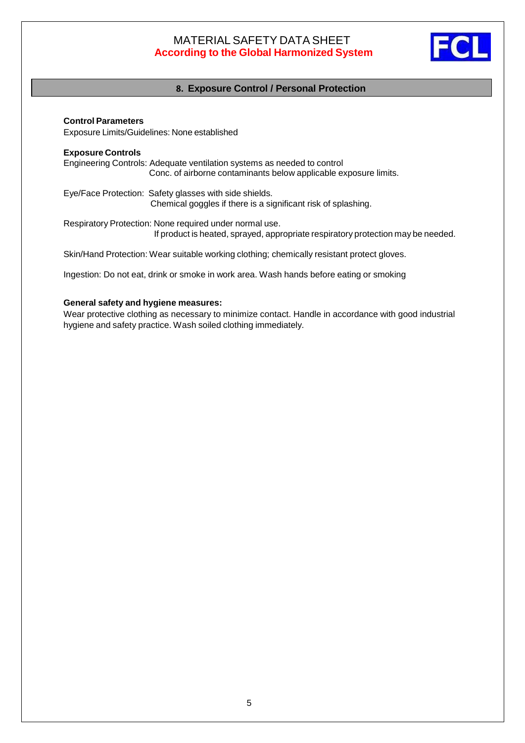## 8. Exposure Control / Personal Protection

**Control Parameters**

Exposure Limits/Guidelines: None established

**Exposure Controls**

Engineering Controls: Adequate ventilation systems as needed to control Conc. of airborne contaminants below applicable exposure limits.

Eye/Face Protection: Safety glasses with side shields. Chemical goggles if there is a significant risk of splashing.

Respiratory Protection: None required under normal use. If product is heated, sprayed, appropriate respiratory protection may be needed.

Skin/Hand Protection: Wear suitable working clothing; chemically resistant protect gloves.

Ingestion: Do not eat, drink or smoke in work area. Wash hands before eating or smoking

**General safety and hygiene measures:**

Wear protective clothing as necessary to minimize contact. Handle in accordance with good industrial hygiene and safety practice. Wash soiled clothing immediately.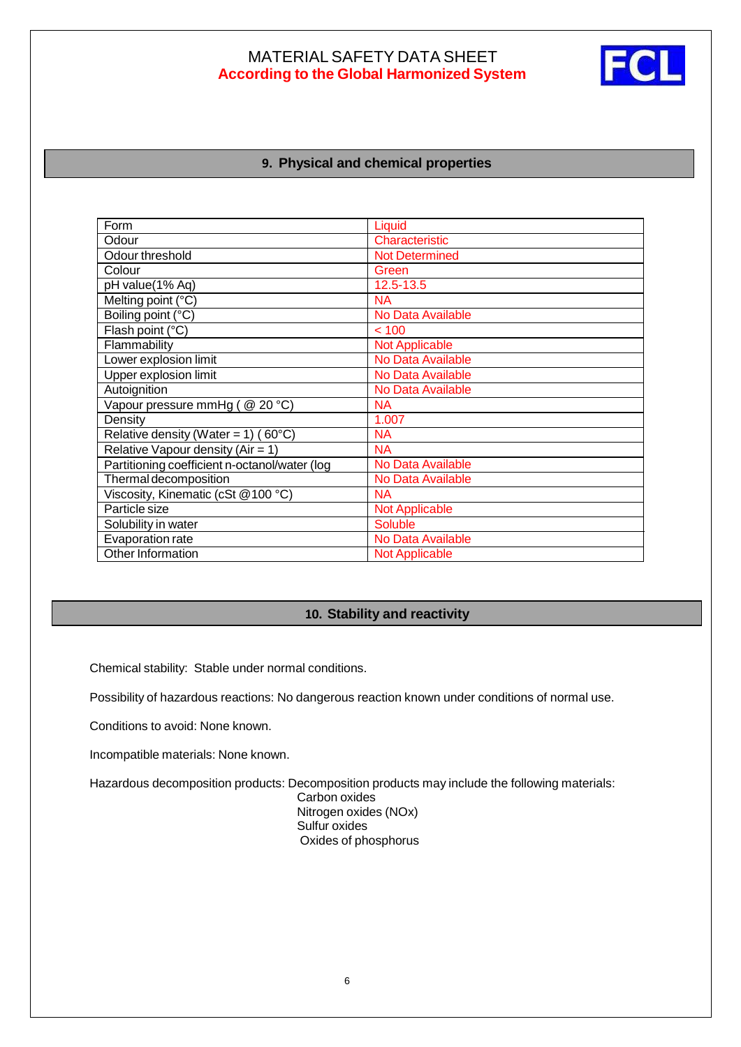MATERIAL SAFETY DATA SHEET
**According to the Global Harmonized System**

## 9. Physical and chemical properties

| Form | Liquid |
|---|---|
| Odour | Characteristic |
| Odour threshold | Not Determined |
| Colour | Green |
| pH value(1% Aq) | 12.5-13.5 |
| Melting point (°C) | NA |
| Boiling point (°C) | No Data Available |
| Flash point (°C) | < 100 |
| Flammability | Not Applicable |
| Lower explosion limit | No Data Available |
| Upper explosion limit | No Data Available |
| Autoignition | No Data Available |
| Vapour pressure mmHg ( @ 20 °C) | NA |
| Density | 1.007 |
| Relative density (Water = 1) ( 60°C) | NA |
| Relative Vapour density (Air = 1) | NA |
| Partitioning coefficient n-octanol/water (log | No Data Available |
| Thermal decomposition | No Data Available |
| Viscosity, Kinematic (cSt @100 °C) | NA |
| Particle size | Not Applicable |
| Solubility in water | Soluble |
| Evaporation rate | No Data Available |
| Other Information | Not Applicable |

## 10. Stability and reactivity

Chemical stability: Stable under normal conditions.

Possibility of hazardous reactions: No dangerous reaction known under conditions of normal use.

Conditions to avoid: None known.

Incompatible materials: None known.

Hazardous decomposition products: Decomposition products may include the following materials:
- Carbon oxides
- Nitrogen oxides (NOx)
- Sulfur oxides
- Oxides of phosphorus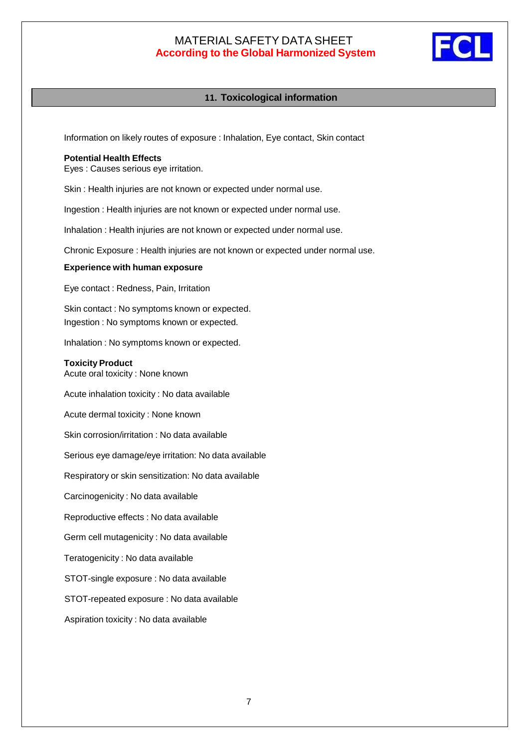## 11. Toxicological information

Information on likely routes of exposure : Inhalation, Eye contact, Skin contact

**Potential Health Effects**
Eyes : Causes serious eye irritation.

Skin : Health injuries are not known or expected under normal use.

Ingestion : Health injuries are not known or expected under normal use.

Inhalation : Health injuries are not known or expected under normal use.

Chronic Exposure : Health injuries are not known or expected under normal use.

**Experience with human exposure**

Eye contact : Redness, Pain, Irritation

Skin contact : No symptoms known or expected.
Ingestion : No symptoms known or expected.

Inhalation : No symptoms known or expected.

**Toxicity Product**
Acute oral toxicity : None known

Acute inhalation toxicity : No data available

Acute dermal toxicity : None known

Skin corrosion/irritation : No data available

Serious eye damage/eye irritation: No data available

Respiratory or skin sensitization: No data available

Carcinogenicity : No data available

Reproductive effects : No data available

Germ cell mutagenicity : No data available

Teratogenicity : No data available

STOT-single exposure : No data available

STOT-repeated exposure : No data available

Aspiration toxicity : No data available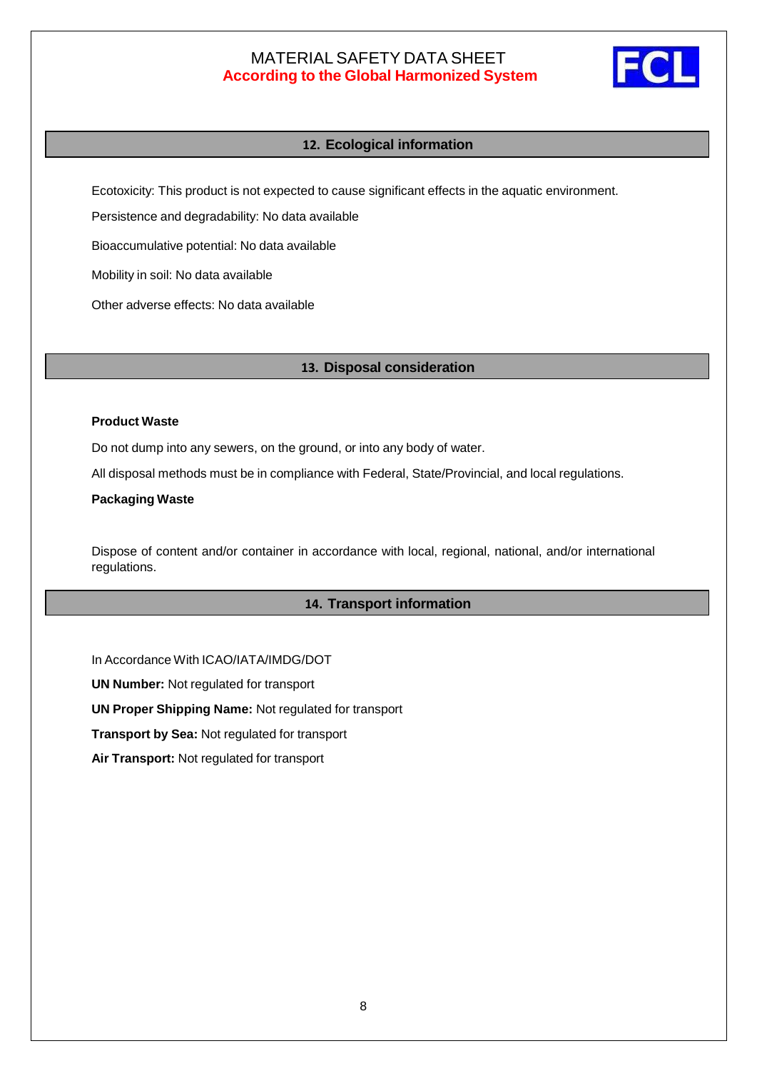## 12. Ecological information

Ecotoxicity: This product is not expected to cause significant effects in the aquatic environment.

Persistence and degradability: No data available

Bioaccumulative potential: No data available

Mobility in soil: No data available

Other adverse effects: No data available

## 13. Disposal consideration

**Product Waste**

Do not dump into any sewers, on the ground, or into any body of water.

All disposal methods must be in compliance with Federal, State/Provincial, and local regulations.

**Packaging Waste**

Dispose of content and/or container in accordance with local, regional, national, and/or international regulations.

## 14. Transport information

In Accordance With ICAO/IATA/IMDG/DOT

**UN Number:** Not regulated for transport

**UN Proper Shipping Name:** Not regulated for transport

**Transport by Sea:** Not regulated for transport

**Air Transport:** Not regulated for transport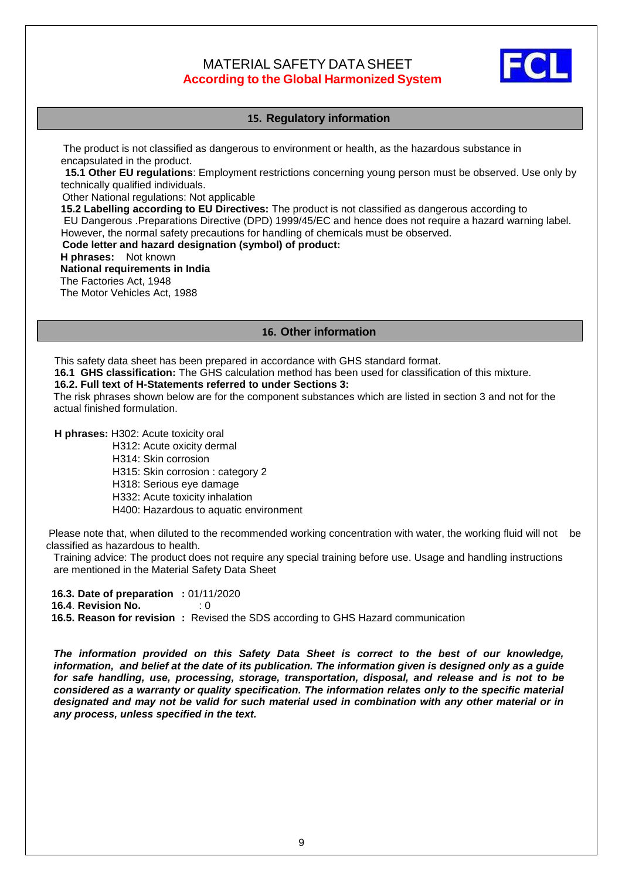## 15. Regulatory information

The product is not classified as dangerous to environment or health, as the hazardous substance in encapsulated in the product.

**15.1 Other EU regulations**: Employment restrictions concerning young person must be observed. Use only by technically qualified individuals.

Other National regulations: Not applicable

**15.2 Labelling according to EU Directives:** The product is not classified as dangerous according to EU Dangerous .Preparations Directive (DPD) 1999/45/EC and hence does not require a hazard warning label. However, the normal safety precautions for handling of chemicals must be observed.

**Code letter and hazard designation (symbol) of product:**

**H phrases:** Not known

**National requirements in India**

The Factories Act, 1948

The Motor Vehicles Act, 1988

## 16. Other information

This safety data sheet has been prepared in accordance with GHS standard format.

**16.1 GHS classification:** The GHS calculation method has been used for classification of this mixture.

**16.2. Full text of H-Statements referred to under Sections 3:**

The risk phrases shown below are for the component substances which are listed in section 3 and not for the actual finished formulation.

**H phrases:** H302: Acute toxicity oral
H312: Acute oxicity dermal
H314: Skin corrosion
H315: Skin corrosion : category 2
H318: Serious eye damage
H332: Acute toxicity inhalation
H400: Hazardous to aquatic environment

Please note that, when diluted to the recommended working concentration with water, the working fluid will not be classified as hazardous to health.

Training advice: The product does not require any special training before use. Usage and handling instructions are mentioned in the Material Safety Data Sheet

**16.3. Date of preparation :** 01/11/2020
**16.4. Revision No.** : 0
**16.5. Reason for revision :** Revised the SDS according to GHS Hazard communication

***The information provided on this Safety Data Sheet is correct to the best of our knowledge, information, and belief at the date of its publication. The information given is designed only as a guide for safe handling, use, processing, storage, transportation, disposal, and release and is not to be considered as a warranty or quality specification. The information relates only to the specific material designated and may not be valid for such material used in combination with any other material or in any process, unless specified in the text.***